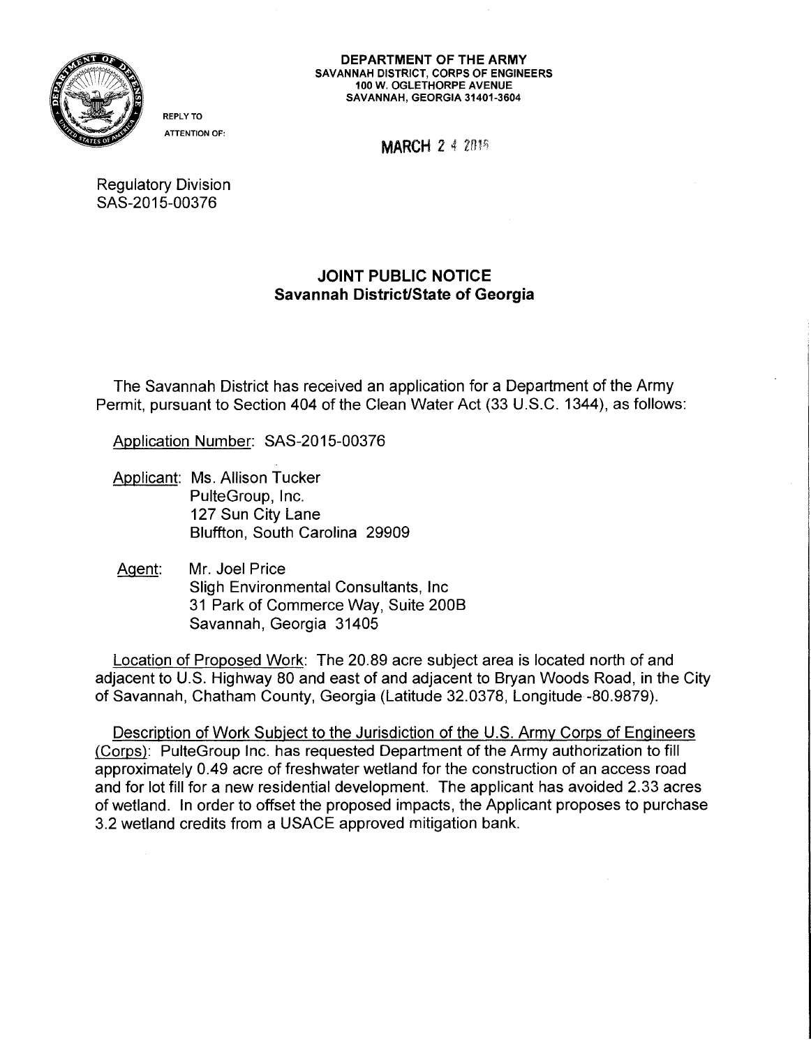**DEPARTMENT OF THE ARMY**
**SAVANNAH DISTRICT, CORPS OF ENGINEERS**
**100 W. OGLETHORPE AVENUE**
**SAVANNAH, GEORGIA 31401-3604**

REPLY TO
ATTENTION OF:

**MARCH 2 4 2015**

Regulatory Division
SAS-2015-00376

## JOINT PUBLIC NOTICE
## Savannah District/State of Georgia

The Savannah District has received an application for a Department of the Army Permit, pursuant to Section 404 of the Clean Water Act (33 U.S.C. 1344), as follows:

Application Number: SAS-2015-00376

Applicant: Ms. Allison Tucker
PulteGroup, Inc.
127 Sun City Lane
Bluffton, South Carolina 29909

Agent: Mr. Joel Price
Sligh Environmental Consultants, Inc
31 Park of Commerce Way, Suite 200B
Savannah, Georgia 31405

Location of Proposed Work: The 20.89 acre subject area is located north of and adjacent to U.S. Highway 80 and east of and adjacent to Bryan Woods Road, in the City of Savannah, Chatham County, Georgia (Latitude 32.0378, Longitude -80.9879).

Description of Work Subject to the Jurisdiction of the U.S. Army Corps of Engineers (Corps): PulteGroup Inc. has requested Department of the Army authorization to fill approximately 0.49 acre of freshwater wetland for the construction of an access road and for lot fill for a new residential development. The applicant has avoided 2.33 acres of wetland. In order to offset the proposed impacts, the Applicant proposes to purchase 3.2 wetland credits from a USACE approved mitigation bank.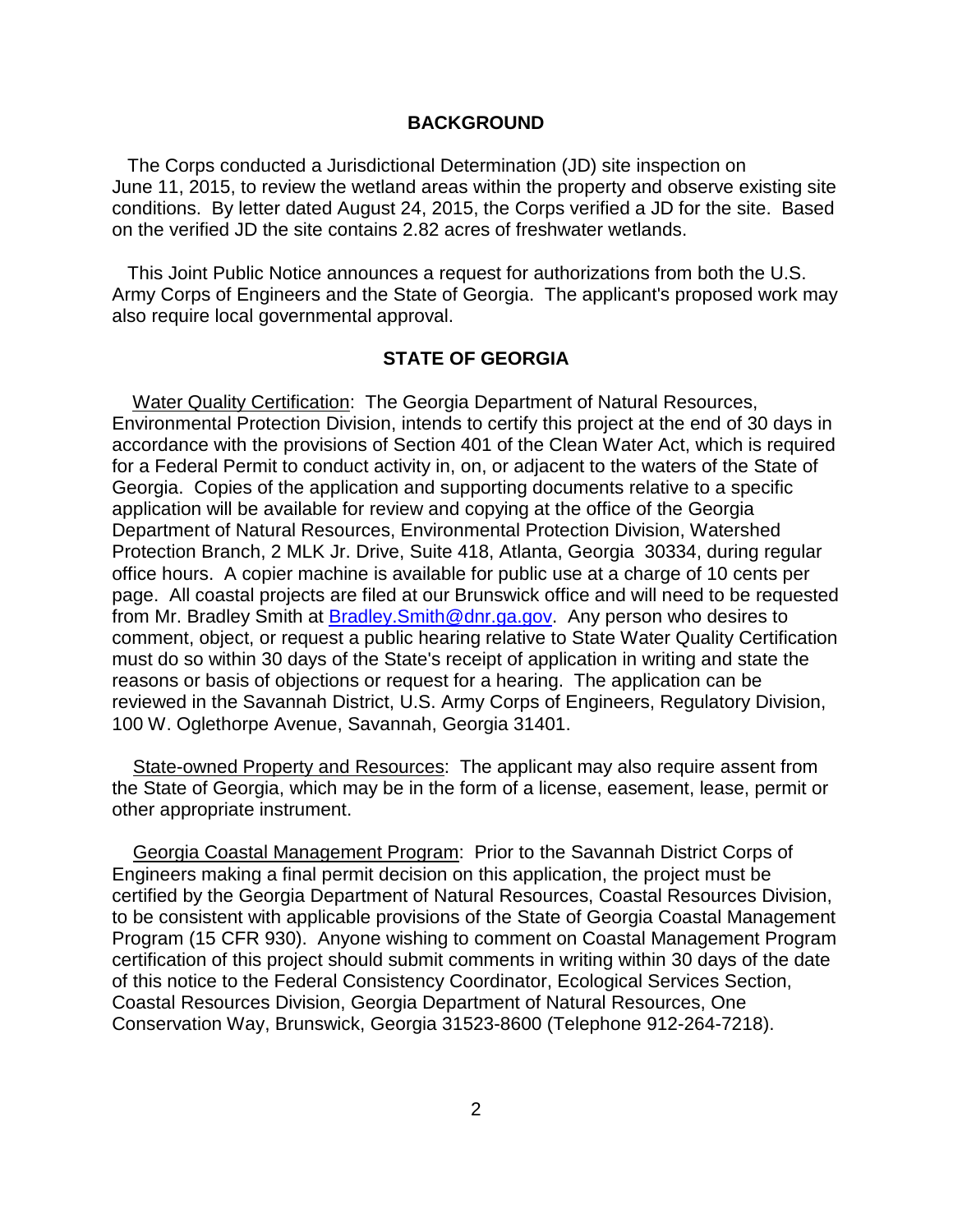## BACKGROUND

The Corps conducted a Jurisdictional Determination (JD) site inspection on June 11, 2015, to review the wetland areas within the property and observe existing site conditions. By letter dated August 24, 2015, the Corps verified a JD for the site. Based on the verified JD the site contains 2.82 acres of freshwater wetlands.

This Joint Public Notice announces a request for authorizations from both the U.S. Army Corps of Engineers and the State of Georgia. The applicant's proposed work may also require local governmental approval.

## STATE OF GEORGIA

Water Quality Certification: The Georgia Department of Natural Resources, Environmental Protection Division, intends to certify this project at the end of 30 days in accordance with the provisions of Section 401 of the Clean Water Act, which is required for a Federal Permit to conduct activity in, on, or adjacent to the waters of the State of Georgia. Copies of the application and supporting documents relative to a specific application will be available for review and copying at the office of the Georgia Department of Natural Resources, Environmental Protection Division, Watershed Protection Branch, 2 MLK Jr. Drive, Suite 418, Atlanta, Georgia 30334, during regular office hours. A copier machine is available for public use at a charge of 10 cents per page. All coastal projects are filed at our Brunswick office and will need to be requested from Mr. Bradley Smith at Bradley.Smith@dnr.ga.gov. Any person who desires to comment, object, or request a public hearing relative to State Water Quality Certification must do so within 30 days of the State's receipt of application in writing and state the reasons or basis of objections or request for a hearing. The application can be reviewed in the Savannah District, U.S. Army Corps of Engineers, Regulatory Division, 100 W. Oglethorpe Avenue, Savannah, Georgia 31401.

State-owned Property and Resources: The applicant may also require assent from the State of Georgia, which may be in the form of a license, easement, lease, permit or other appropriate instrument.

Georgia Coastal Management Program: Prior to the Savannah District Corps of Engineers making a final permit decision on this application, the project must be certified by the Georgia Department of Natural Resources, Coastal Resources Division, to be consistent with applicable provisions of the State of Georgia Coastal Management Program (15 CFR 930). Anyone wishing to comment on Coastal Management Program certification of this project should submit comments in writing within 30 days of the date of this notice to the Federal Consistency Coordinator, Ecological Services Section, Coastal Resources Division, Georgia Department of Natural Resources, One Conservation Way, Brunswick, Georgia 31523-8600 (Telephone 912-264-7218).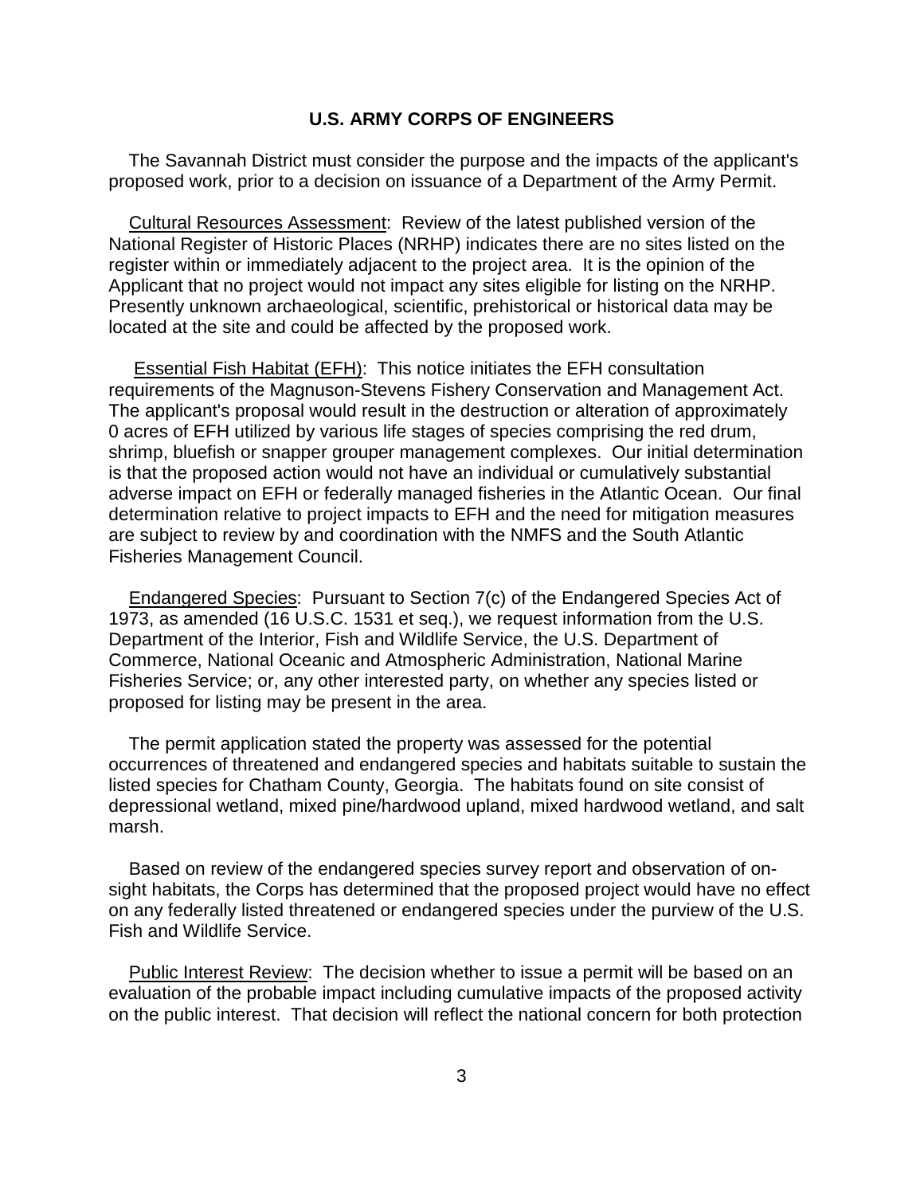## U.S. ARMY CORPS OF ENGINEERS

The Savannah District must consider the purpose and the impacts of the applicant's proposed work, prior to a decision on issuance of a Department of the Army Permit.

Cultural Resources Assessment: Review of the latest published version of the National Register of Historic Places (NRHP) indicates there are no sites listed on the register within or immediately adjacent to the project area. It is the opinion of the Applicant that no project would not impact any sites eligible for listing on the NRHP. Presently unknown archaeological, scientific, prehistorical or historical data may be located at the site and could be affected by the proposed work.

Essential Fish Habitat (EFH): This notice initiates the EFH consultation requirements of the Magnuson-Stevens Fishery Conservation and Management Act. The applicant's proposal would result in the destruction or alteration of approximately 0 acres of EFH utilized by various life stages of species comprising the red drum, shrimp, bluefish or snapper grouper management complexes. Our initial determination is that the proposed action would not have an individual or cumulatively substantial adverse impact on EFH or federally managed fisheries in the Atlantic Ocean. Our final determination relative to project impacts to EFH and the need for mitigation measures are subject to review by and coordination with the NMFS and the South Atlantic Fisheries Management Council.

Endangered Species: Pursuant to Section 7(c) of the Endangered Species Act of 1973, as amended (16 U.S.C. 1531 et seq.), we request information from the U.S. Department of the Interior, Fish and Wildlife Service, the U.S. Department of Commerce, National Oceanic and Atmospheric Administration, National Marine Fisheries Service; or, any other interested party, on whether any species listed or proposed for listing may be present in the area.

The permit application stated the property was assessed for the potential occurrences of threatened and endangered species and habitats suitable to sustain the listed species for Chatham County, Georgia. The habitats found on site consist of depressional wetland, mixed pine/hardwood upland, mixed hardwood wetland, and salt marsh.

Based on review of the endangered species survey report and observation of on-sight habitats, the Corps has determined that the proposed project would have no effect on any federally listed threatened or endangered species under the purview of the U.S. Fish and Wildlife Service.

Public Interest Review: The decision whether to issue a permit will be based on an evaluation of the probable impact including cumulative impacts of the proposed activity on the public interest. That decision will reflect the national concern for both protection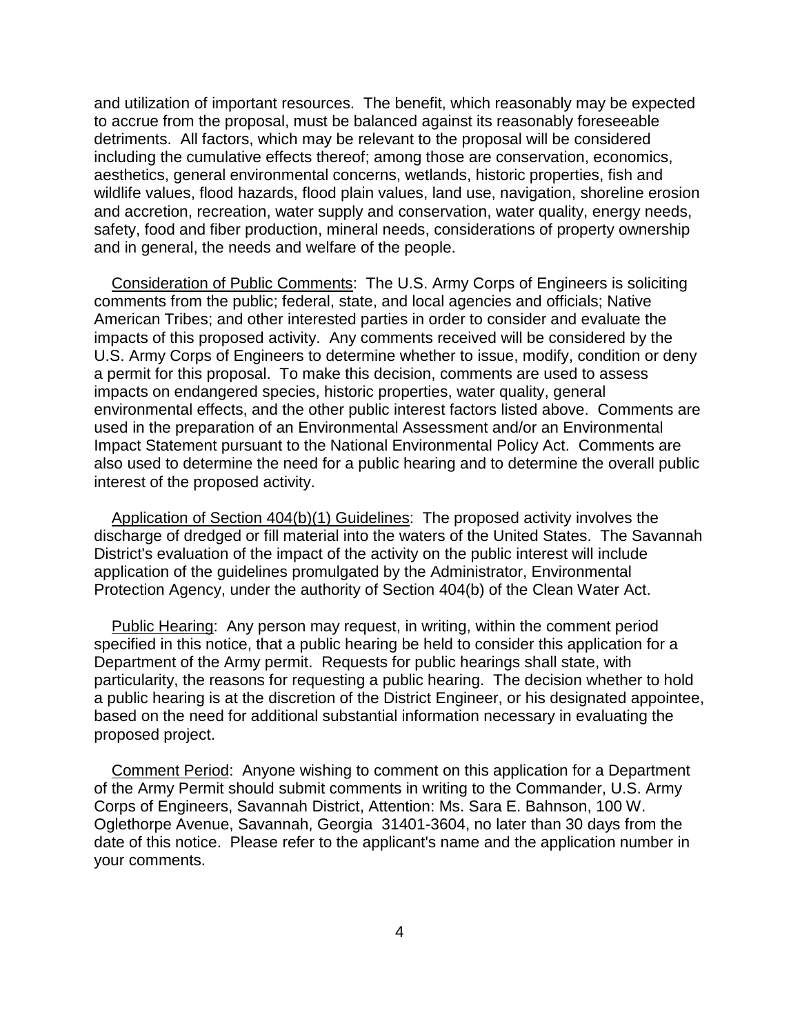and utilization of important resources. The benefit, which reasonably may be expected to accrue from the proposal, must be balanced against its reasonably foreseeable detriments. All factors, which may be relevant to the proposal will be considered including the cumulative effects thereof; among those are conservation, economics, aesthetics, general environmental concerns, wetlands, historic properties, fish and wildlife values, flood hazards, flood plain values, land use, navigation, shoreline erosion and accretion, recreation, water supply and conservation, water quality, energy needs, safety, food and fiber production, mineral needs, considerations of property ownership and in general, the needs and welfare of the people.

Consideration of Public Comments: The U.S. Army Corps of Engineers is soliciting comments from the public; federal, state, and local agencies and officials; Native American Tribes; and other interested parties in order to consider and evaluate the impacts of this proposed activity. Any comments received will be considered by the U.S. Army Corps of Engineers to determine whether to issue, modify, condition or deny a permit for this proposal. To make this decision, comments are used to assess impacts on endangered species, historic properties, water quality, general environmental effects, and the other public interest factors listed above. Comments are used in the preparation of an Environmental Assessment and/or an Environmental Impact Statement pursuant to the National Environmental Policy Act. Comments are also used to determine the need for a public hearing and to determine the overall public interest of the proposed activity.

Application of Section 404(b)(1) Guidelines: The proposed activity involves the discharge of dredged or fill material into the waters of the United States. The Savannah District's evaluation of the impact of the activity on the public interest will include application of the guidelines promulgated by the Administrator, Environmental Protection Agency, under the authority of Section 404(b) of the Clean Water Act.

Public Hearing: Any person may request, in writing, within the comment period specified in this notice, that a public hearing be held to consider this application for a Department of the Army permit. Requests for public hearings shall state, with particularity, the reasons for requesting a public hearing. The decision whether to hold a public hearing is at the discretion of the District Engineer, or his designated appointee, based on the need for additional substantial information necessary in evaluating the proposed project.

Comment Period: Anyone wishing to comment on this application for a Department of the Army Permit should submit comments in writing to the Commander, U.S. Army Corps of Engineers, Savannah District, Attention: Ms. Sara E. Bahnson, 100 W. Oglethorpe Avenue, Savannah, Georgia 31401-3604, no later than 30 days from the date of this notice. Please refer to the applicant's name and the application number in your comments.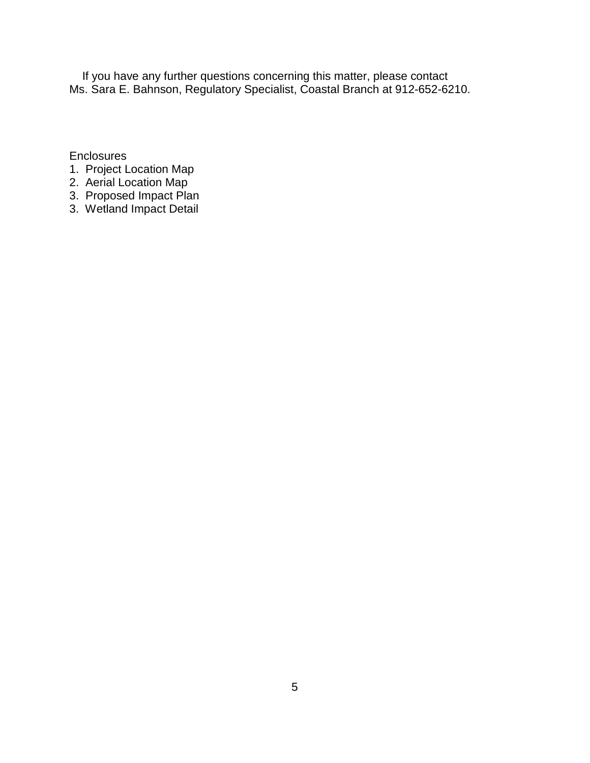If you have any further questions concerning this matter, please contact Ms. Sara E. Bahnson, Regulatory Specialist, Coastal Branch at 912-652-6210.

Enclosures

1. Project Location Map
2. Aerial Location Map
3. Proposed Impact Plan
3. Wetland Impact Detail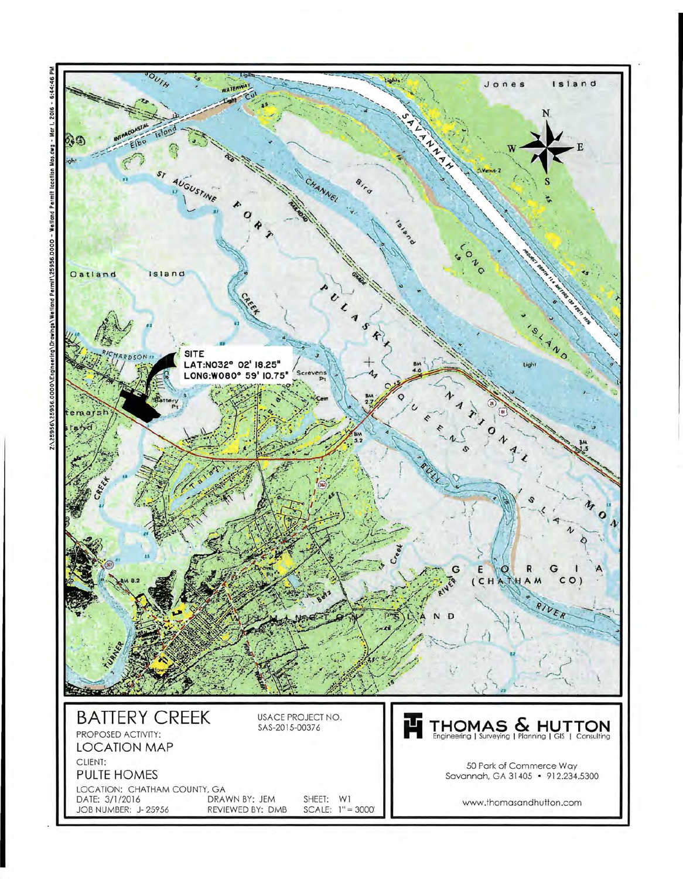SITE
LAT:N032° 02' 18.25"
LONG:W080° 59' 10.75"

# BATTERY CREEK

USACE PROJECT NO.
SAS-2015-00376

PROPOSED ACTIVITY:
LOCATION MAP

CLIENT:
PULTE HOMES

LOCATION: CHATHAM COUNTY, GA

| DATE: 3/1/2016 | DRAWN BY: JEM | SHEET: W1 |
|---|---|---|
| JOB NUMBER: J-25956 | REVIEWED BY: DMB | SCALE: 1" = 3000' |

**THOMAS & HUTTON**
Engineering | Surveying | Planning | GIS | Consulting

50 Park of Commerce Way
Savannah, GA 31405 • 912.234.5300

www.thomasandhutton.com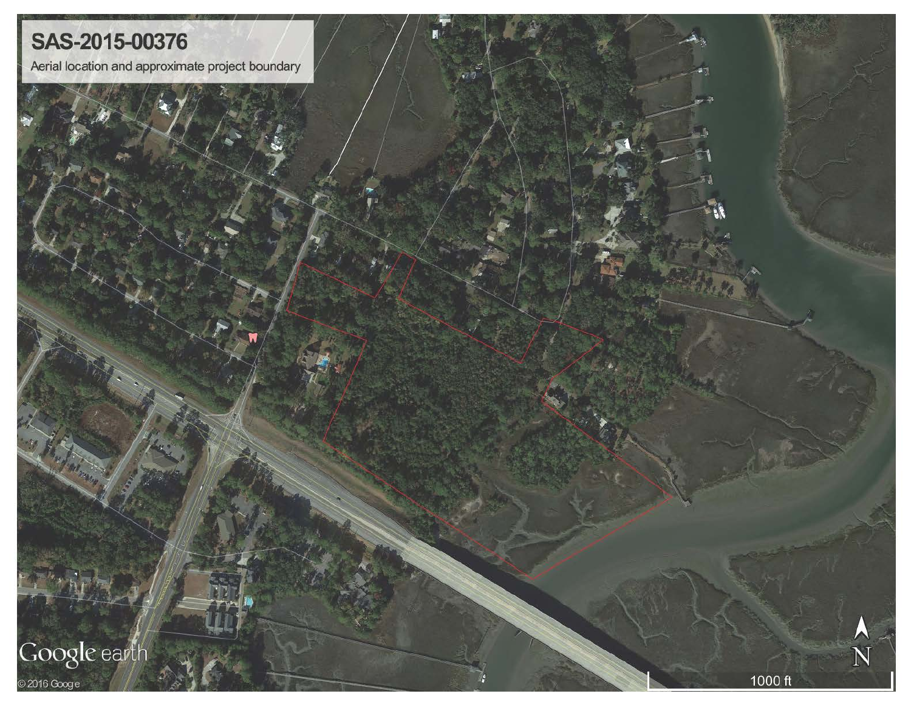# SAS-2015-00376

Aerial location and approximate project boundary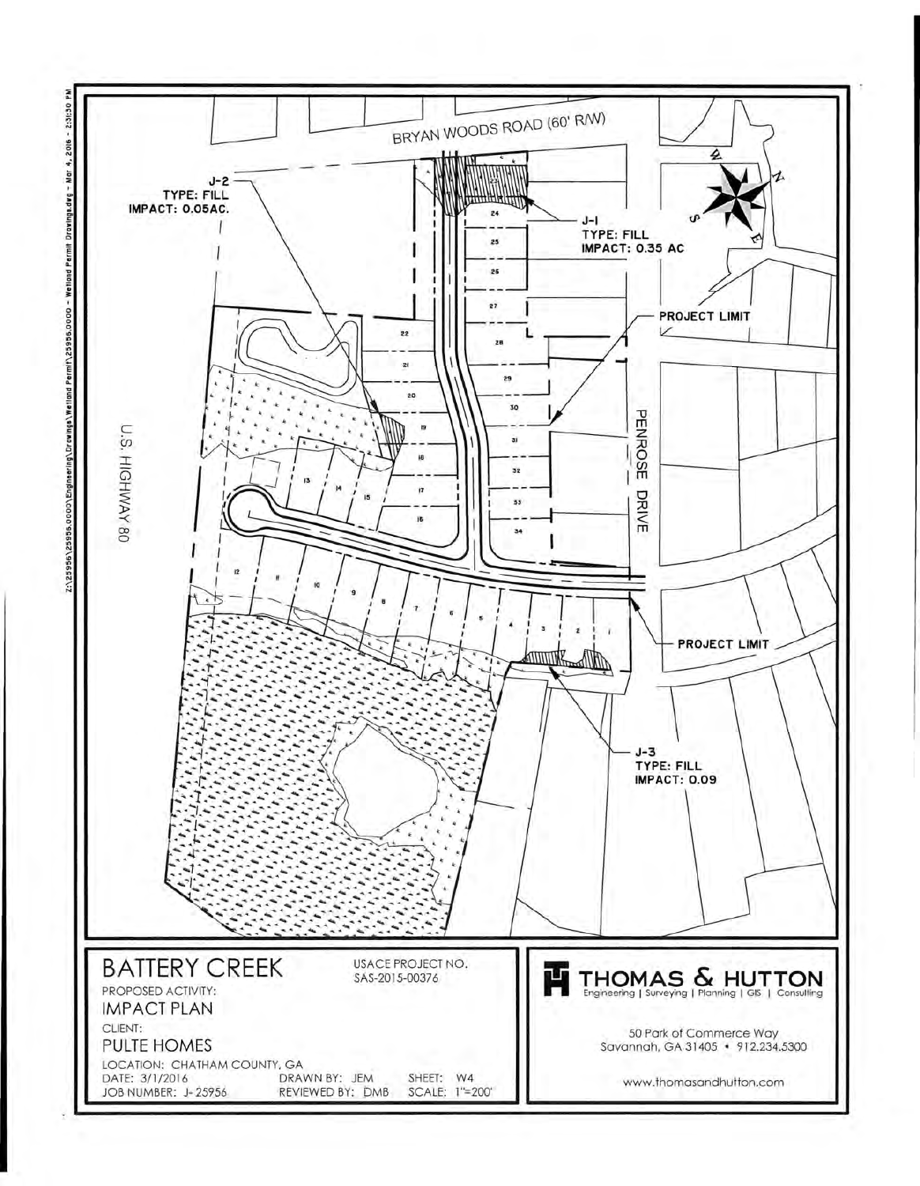Z:\25956\25956.0000\Engineering\Drawings\Wetland Permit\25956.0000 - Wetland Permit Drawings.dwg - Mar 4, 2016 - 2:31:30 PM

BRYAN WOODS ROAD (60' R/W)

J-2
TYPE: FILL
IMPACT: 0.05AC.

J-1
TYPE: FILL
IMPACT: 0.35 AC

PROJECT LIMIT

U.S. HIGHWAY 80

PENROSE DRIVE

PROJECT LIMIT

J-3
TYPE: FILL
IMPACT: 0.09

# BATTERY CREEK

USACE PROJECT NO. SAS-2015-00376

PROPOSED ACTIVITY:
**IMPACT PLAN**

CLIENT:
**PULTE HOMES**

LOCATION: CHATHAM COUNTY, GA

| DATE: 3/1/2016 | DRAWN BY: JEM | SHEET: W4 |
|---|---|---|
| JOB NUMBER: J-25956 | REVIEWED BY: DMB | SCALE: 1"=200' |

**THOMAS & HUTTON**
Engineering | Surveying | Planning | GIS | Consulting

50 Park of Commerce Way
Savannah, GA 31405 • 912.234.5300

www.thomasandhutton.com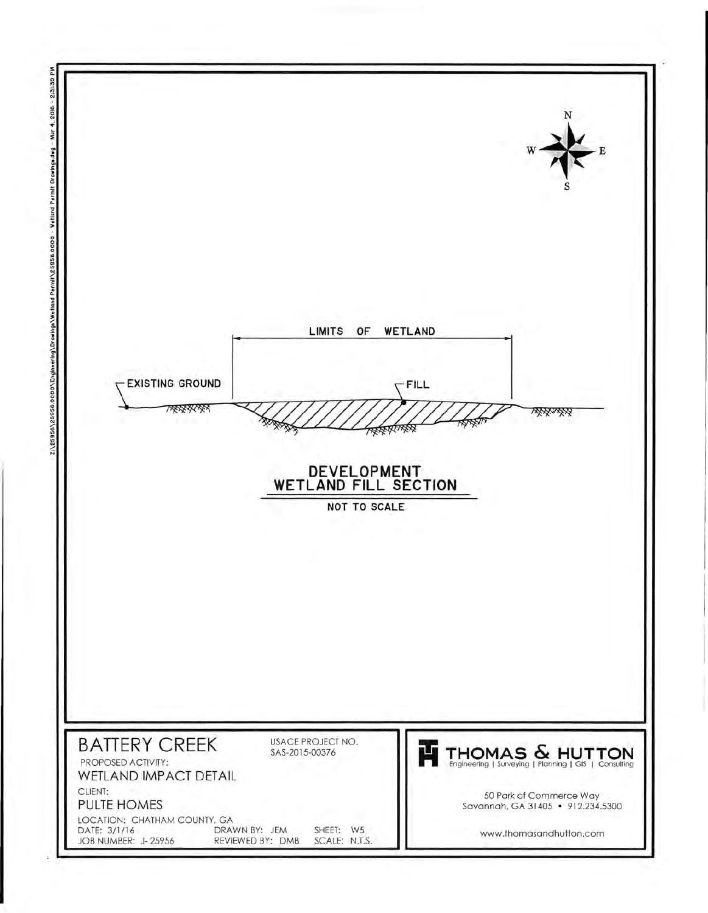N

W E

S

LIMITS OF WETLAND

EXISTING GROUND

FILL

**DEVELOPMENT WETLAND FILL SECTION**

NOT TO SCALE

BATTERY CREEK

PROPOSED ACTIVITY:

WETLAND IMPACT DETAIL

CLIENT:

PULTE HOMES

LOCATION: CHATHAM COUNTY, GA

DATE: 3/1/16

JOB NUMBER: J-25956

DRAWN BY: JEM

REVIEWED BY: DMB

SHEET: W5

SCALE: N.T.S.

USACE PROJECT NO. SAS-2015-00376

THOMAS & HUTTON

Engineering | Surveying | Planning | GIS | Consulting

50 Park of Commerce Way

Savannah, GA 31405 • 912.234.5300

www.thomasandhutton.com

Z:\25956\25956.0000\Engineering\Drawings\Wetland Permit\25956.0000 - Wetland Permit Drawings.dwg - Mar 4, 2016 - 2:31:30 PM